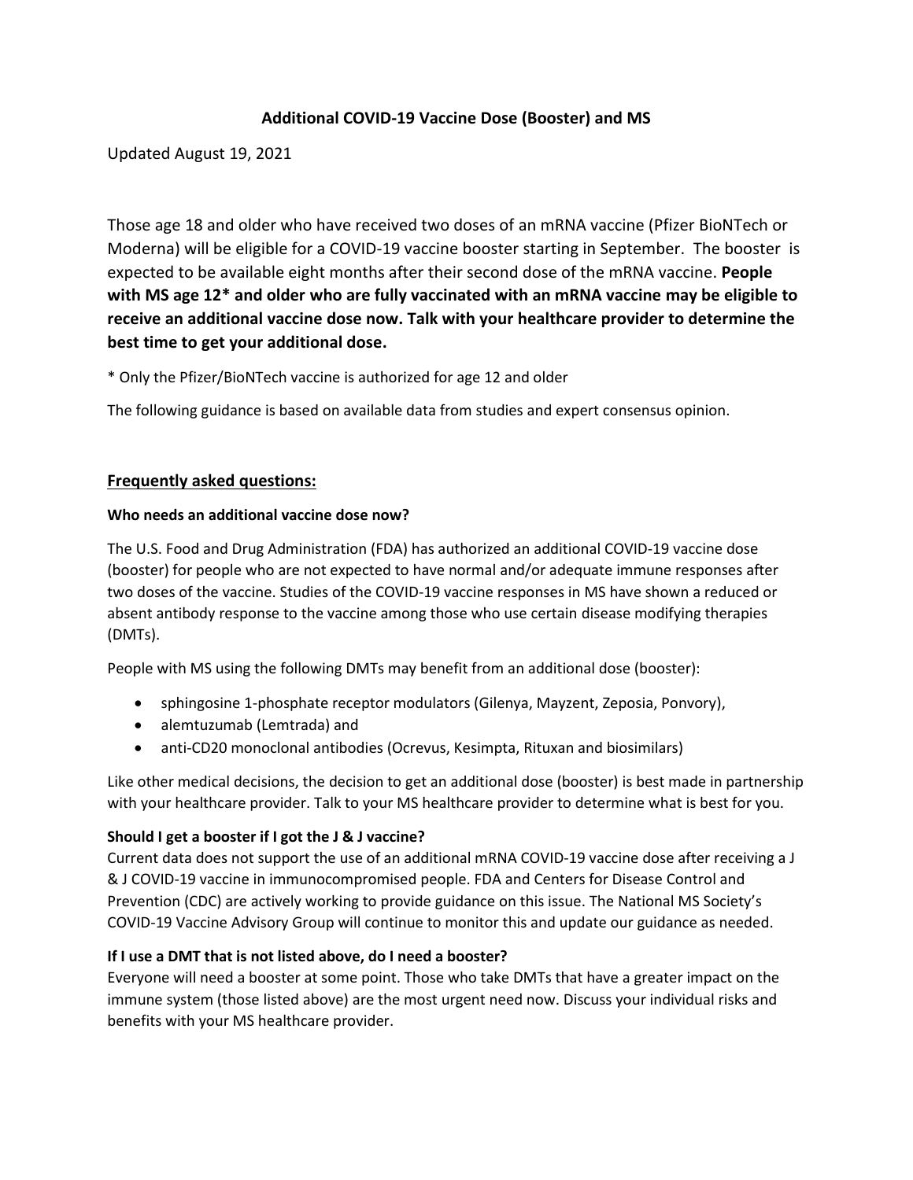# Additional COVID-19 Vaccine Dose (Booster) and MS

Updated August 19, 2021

Those age 18 and older who have received two doses of an mRNA vaccine (Pfizer BioNTech or Moderna) will be eligible for a COVID-19 vaccine booster starting in September. The booster is expected to be available eight months after their second dose of the mRNA vaccine. **People with MS age 12* and older who are fully vaccinated with an mRNA vaccine may be eligible to receive an additional vaccine dose now. Talk with your healthcare provider to determine the best time to get your additional dose.**

* Only the Pfizer/BioNTech vaccine is authorized for age 12 and older

The following guidance is based on available data from studies and expert consensus opinion.

## Frequently asked questions:

### Who needs an additional vaccine dose now?

The U.S. Food and Drug Administration (FDA) has authorized an additional COVID-19 vaccine dose (booster) for people who are not expected to have normal and/or adequate immune responses after two doses of the vaccine. Studies of the COVID-19 vaccine responses in MS have shown a reduced or absent antibody response to the vaccine among those who use certain disease modifying therapies (DMTs).

People with MS using the following DMTs may benefit from an additional dose (booster):

- sphingosine 1-phosphate receptor modulators (Gilenya, Mayzent, Zeposia, Ponvory),
- alemtuzumab (Lemtrada) and
- anti-CD20 monoclonal antibodies (Ocrevus, Kesimpta, Rituxan and biosimilars)

Like other medical decisions, the decision to get an additional dose (booster) is best made in partnership with your healthcare provider. Talk to your MS healthcare provider to determine what is best for you.

### Should I get a booster if I got the J & J vaccine?

Current data does not support the use of an additional mRNA COVID-19 vaccine dose after receiving a J & J COVID-19 vaccine in immunocompromised people. FDA and Centers for Disease Control and Prevention (CDC) are actively working to provide guidance on this issue. The National MS Society's COVID-19 Vaccine Advisory Group will continue to monitor this and update our guidance as needed.

### If I use a DMT that is not listed above, do I need a booster?

Everyone will need a booster at some point. Those who take DMTs that have a greater impact on the immune system (those listed above) are the most urgent need now. Discuss your individual risks and benefits with your MS healthcare provider.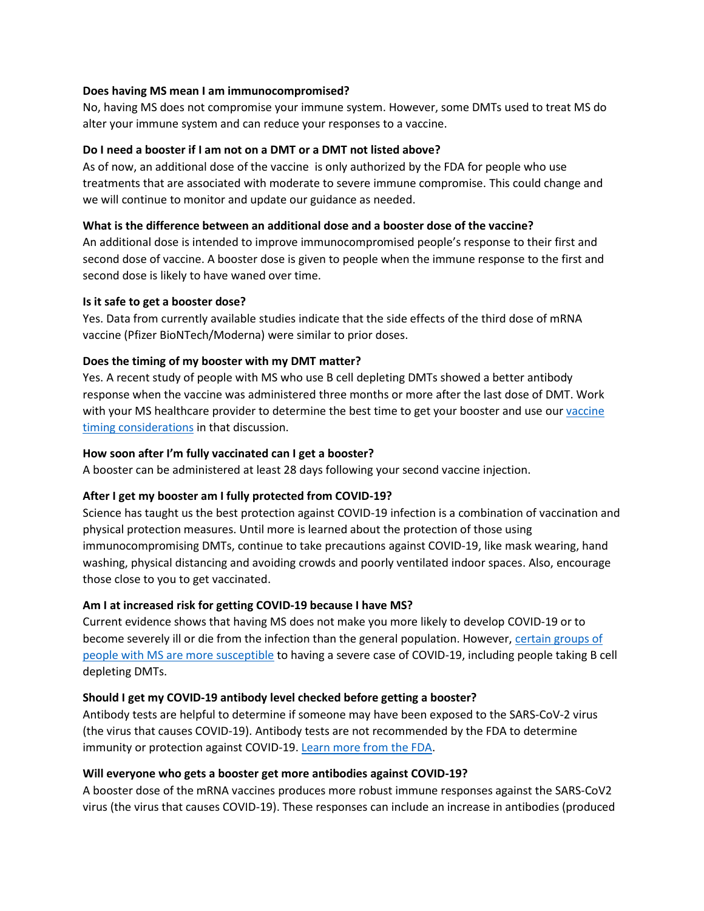**Does having MS mean I am immunocompromised?**

No, having MS does not compromise your immune system. However, some DMTs used to treat MS do alter your immune system and can reduce your responses to a vaccine.

**Do I need a booster if I am not on a DMT or a DMT not listed above?**

As of now, an additional dose of the vaccine is only authorized by the FDA for people who use treatments that are associated with moderate to severe immune compromise. This could change and we will continue to monitor and update our guidance as needed.

**What is the difference between an additional dose and a booster dose of the vaccine?**

An additional dose is intended to improve immunocompromised people's response to their first and second dose of vaccine. A booster dose is given to people when the immune response to the first and second dose is likely to have waned over time.

**Is it safe to get a booster dose?**

Yes. Data from currently available studies indicate that the side effects of the third dose of mRNA vaccine (Pfizer BioNTech/Moderna) were similar to prior doses.

**Does the timing of my booster with my DMT matter?**

Yes. A recent study of people with MS who use B cell depleting DMTs showed a better antibody response when the vaccine was administered three months or more after the last dose of DMT. Work with your MS healthcare provider to determine the best time to get your booster and use our vaccine timing considerations in that discussion.

**How soon after I'm fully vaccinated can I get a booster?**

A booster can be administered at least 28 days following your second vaccine injection.

**After I get my booster am I fully protected from COVID-19?**

Science has taught us the best protection against COVID-19 infection is a combination of vaccination and physical protection measures. Until more is learned about the protection of those using immunocompromising DMTs, continue to take precautions against COVID-19, like mask wearing, hand washing, physical distancing and avoiding crowds and poorly ventilated indoor spaces. Also, encourage those close to you to get vaccinated.

**Am I at increased risk for getting COVID-19 because I have MS?**

Current evidence shows that having MS does not make you more likely to develop COVID-19 or to become severely ill or die from the infection than the general population. However, certain groups of people with MS are more susceptible to having a severe case of COVID-19, including people taking B cell depleting DMTs.

**Should I get my COVID-19 antibody level checked before getting a booster?**

Antibody tests are helpful to determine if someone may have been exposed to the SARS-CoV-2 virus (the virus that causes COVID-19). Antibody tests are not recommended by the FDA to determine immunity or protection against COVID-19. Learn more from the FDA.

**Will everyone who gets a booster get more antibodies against COVID-19?**

A booster dose of the mRNA vaccines produces more robust immune responses against the SARS-CoV2 virus (the virus that causes COVID-19). These responses can include an increase in antibodies (produced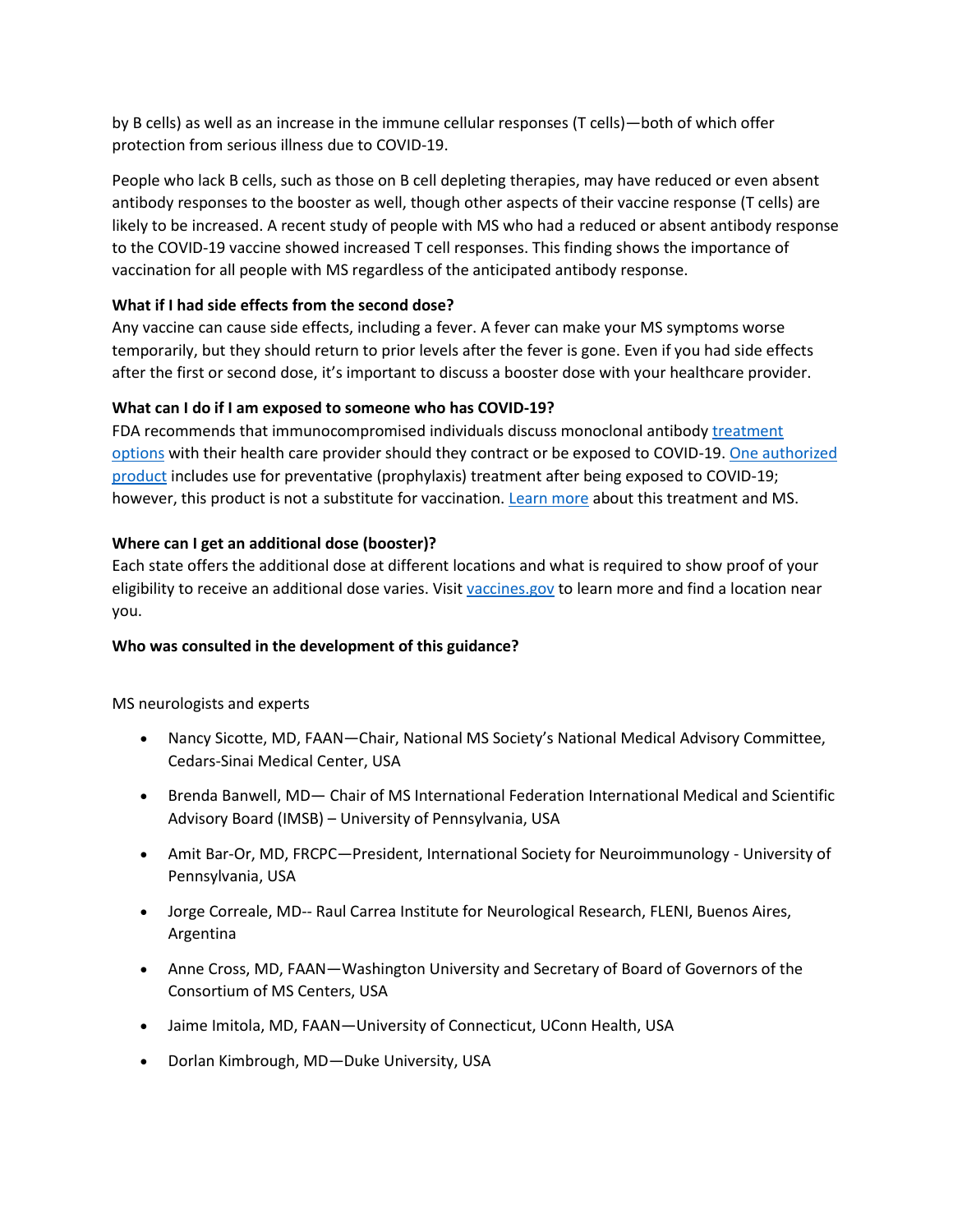by B cells) as well as an increase in the immune cellular responses (T cells)—both of which offer protection from serious illness due to COVID-19.

People who lack B cells, such as those on B cell depleting therapies, may have reduced or even absent antibody responses to the booster as well, though other aspects of their vaccine response (T cells) are likely to be increased. A recent study of people with MS who had a reduced or absent antibody response to the COVID-19 vaccine showed increased T cell responses. This finding shows the importance of vaccination for all people with MS regardless of the anticipated antibody response.

**What if I had side effects from the second dose?**

Any vaccine can cause side effects, including a fever. A fever can make your MS symptoms worse temporarily, but they should return to prior levels after the fever is gone. Even if you had side effects after the first or second dose, it's important to discuss a booster dose with your healthcare provider.

**What can I do if I am exposed to someone who has COVID-19?**

FDA recommends that immunocompromised individuals discuss monoclonal antibody [treatment options] with their health care provider should they contract or be exposed to COVID-19. [One authorized product] includes use for preventative (prophylaxis) treatment after being exposed to COVID-19; however, this product is not a substitute for vaccination. [Learn more] about this treatment and MS.

**Where can I get an additional dose (booster)?**

Each state offers the additional dose at different locations and what is required to show proof of your eligibility to receive an additional dose varies. Visit [vaccines.gov] to learn more and find a location near you.

**Who was consulted in the development of this guidance?**

MS neurologists and experts

- Nancy Sicotte, MD, FAAN—Chair, National MS Society's National Medical Advisory Committee, Cedars-Sinai Medical Center, USA
- Brenda Banwell, MD— Chair of MS International Federation International Medical and Scientific Advisory Board (IMSB) – University of Pennsylvania, USA
- Amit Bar-Or, MD, FRCPC—President, International Society for Neuroimmunology - University of Pennsylvania, USA
- Jorge Correale, MD-- Raul Carrea Institute for Neurological Research, FLENI, Buenos Aires, Argentina
- Anne Cross, MD, FAAN—Washington University and Secretary of Board of Governors of the Consortium of MS Centers, USA
- Jaime Imitola, MD, FAAN—University of Connecticut, UConn Health, USA
- Dorlan Kimbrough, MD—Duke University, USA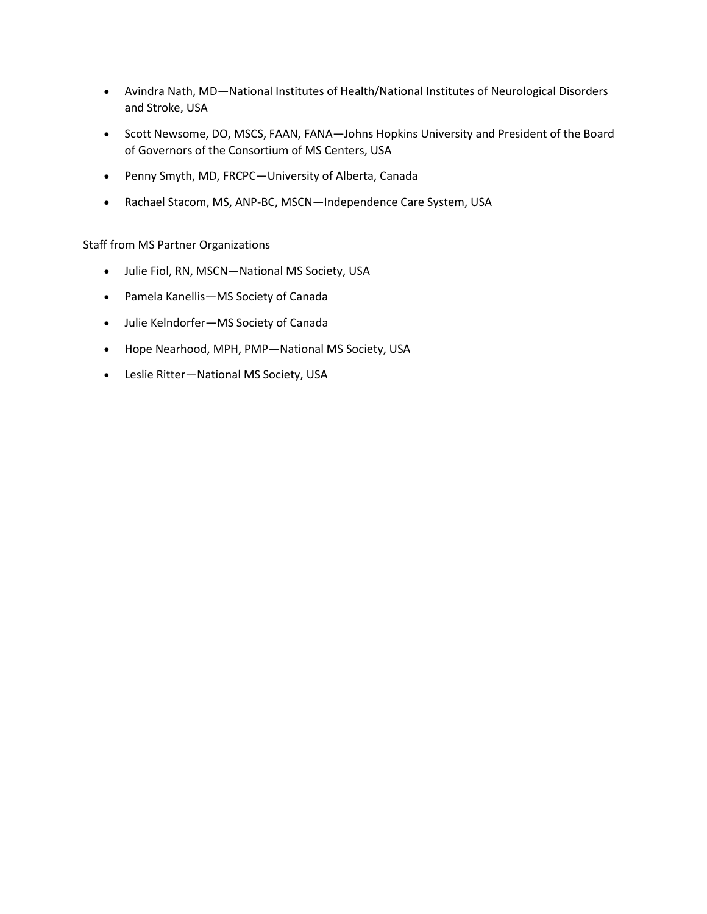- Avindra Nath, MD—National Institutes of Health/National Institutes of Neurological Disorders and Stroke, USA
- Scott Newsome, DO, MSCS, FAAN, FANA—Johns Hopkins University and President of the Board of Governors of the Consortium of MS Centers, USA
- Penny Smyth, MD, FRCPC—University of Alberta, Canada
- Rachael Stacom, MS, ANP-BC, MSCN—Independence Care System, USA

Staff from MS Partner Organizations

- Julie Fiol, RN, MSCN—National MS Society, USA
- Pamela Kanellis—MS Society of Canada
- Julie Kelndorfer—MS Society of Canada
- Hope Nearhood, MPH, PMP—National MS Society, USA
- Leslie Ritter—National MS Society, USA